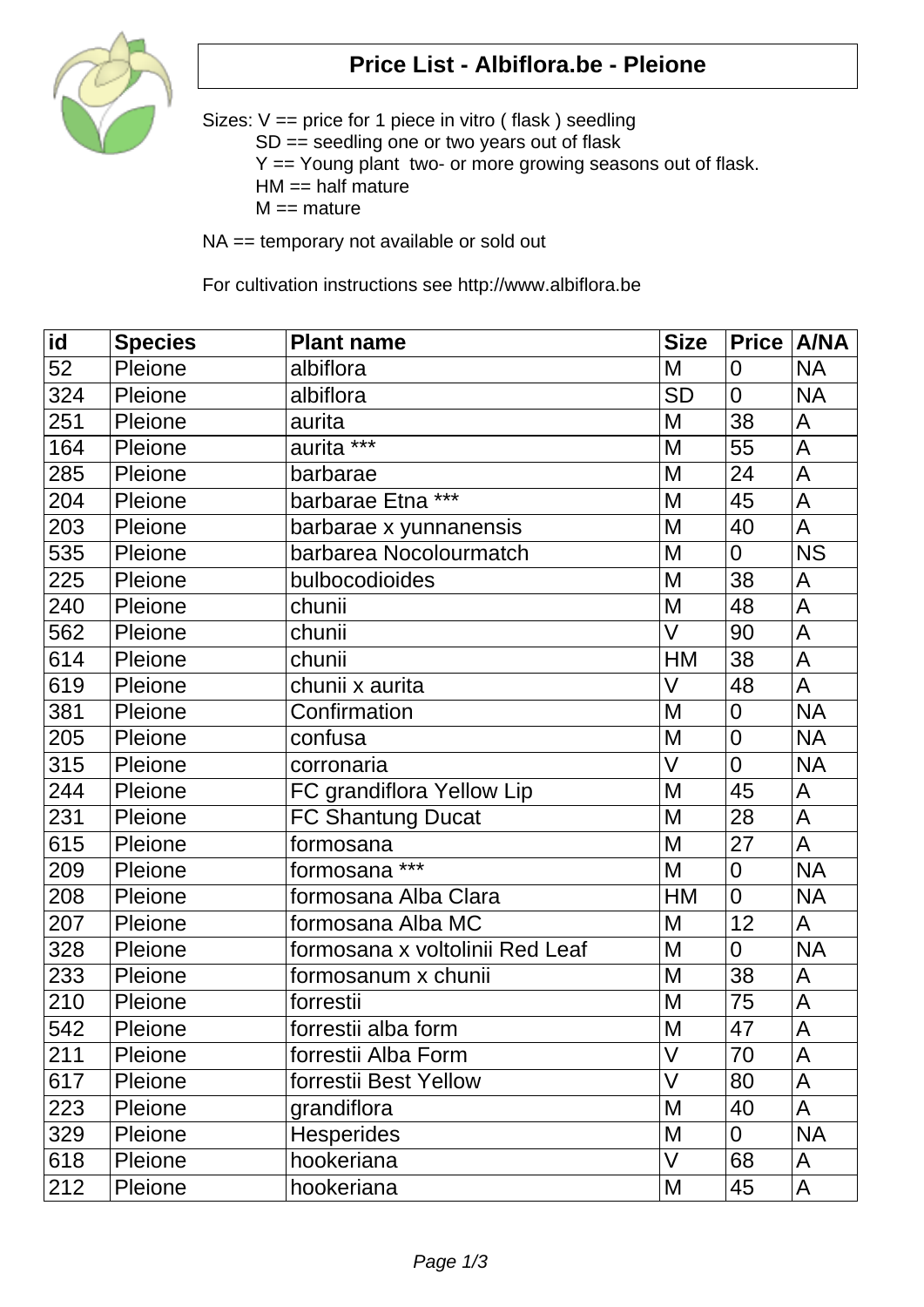# Price List - Albiflora.be - Pleione

Sizes: V == price for 1 piece in vitro ( flask ) seedling
SD == seedling one or two years out of flask
Y == Young plant two- or more growing seasons out of flask.
HM == half mature
M == mature

NA == temporary not available or sold out

For cultivation instructions see http://www.albiflora.be

| id | Species | Plant name | Size | Price | A/NA |
|---|---|---|---|---|---|
| 52 | Pleione | albiflora | M | 0 | NA |
| 324 | Pleione | albiflora | SD | 0 | NA |
| 251 | Pleione | aurita | M | 38 | A |
| 164 | Pleione | aurita *** | M | 55 | A |
| 285 | Pleione | barbarae | M | 24 | A |
| 204 | Pleione | barbarae Etna *** | M | 45 | A |
| 203 | Pleione | barbarae x yunnanensis | M | 40 | A |
| 535 | Pleione | barbarea Nocolourmatch | M | 0 | NS |
| 225 | Pleione | bulbocodioides | M | 38 | A |
| 240 | Pleione | chunii | M | 48 | A |
| 562 | Pleione | chunii | V | 90 | A |
| 614 | Pleione | chunii | HM | 38 | A |
| 619 | Pleione | chunii x aurita | V | 48 | A |
| 381 | Pleione | Confirmation | M | 0 | NA |
| 205 | Pleione | confusa | M | 0 | NA |
| 315 | Pleione | corronaria | V | 0 | NA |
| 244 | Pleione | FC grandiflora Yellow Lip | M | 45 | A |
| 231 | Pleione | FC Shantung Ducat | M | 28 | A |
| 615 | Pleione | formosana | M | 27 | A |
| 209 | Pleione | formosana *** | M | 0 | NA |
| 208 | Pleione | formosana Alba Clara | HM | 0 | NA |
| 207 | Pleione | formosana Alba MC | M | 12 | A |
| 328 | Pleione | formosana x voltolinii Red Leaf | M | 0 | NA |
| 233 | Pleione | formosanum x chunii | M | 38 | A |
| 210 | Pleione | forrestii | M | 75 | A |
| 542 | Pleione | forrestii alba form | M | 47 | A |
| 211 | Pleione | forrestii Alba Form | V | 70 | A |
| 617 | Pleione | forrestii Best Yellow | V | 80 | A |
| 223 | Pleione | grandiflora | M | 40 | A |
| 329 | Pleione | Hesperides | M | 0 | NA |
| 618 | Pleione | hookeriana | V | 68 | A |
| 212 | Pleione | hookeriana | M | 45 | A |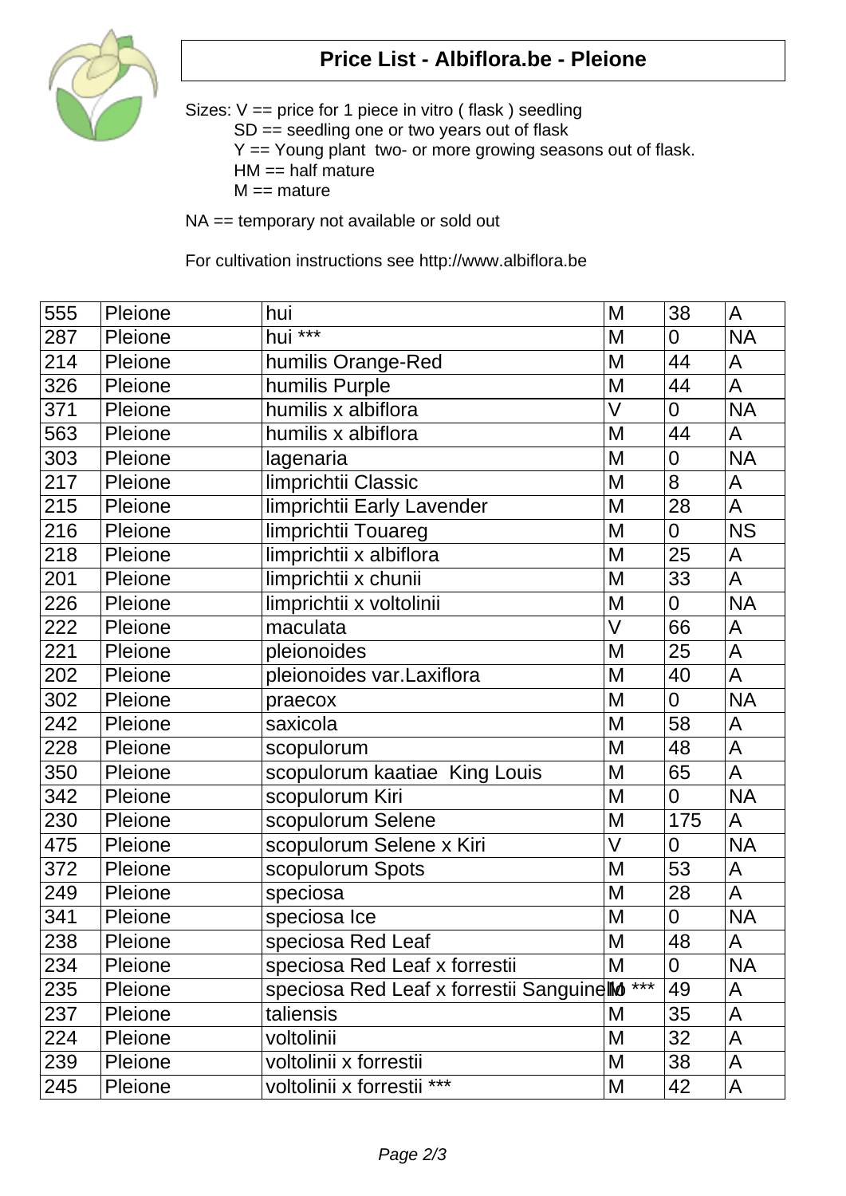# Price List - Albiflora.be - Pleione

Sizes: V == price for 1 piece in vitro ( flask ) seedling
SD == seedling one or two years out of flask
Y == Young plant two- or more growing seasons out of flask.
HM == half mature
M == mature

NA == temporary not available or sold out

For cultivation instructions see http://www.albiflora.be

| | | | | | |
|---|---|---|---|---|---|
| 555 | Pleione | hui | M | 38 | A |
| 287 | Pleione | hui *** | M | 0 | NA |
| 214 | Pleione | humilis Orange-Red | M | 44 | A |
| 326 | Pleione | humilis Purple | M | 44 | A |
| 371 | Pleione | humilis x albiflora | V | 0 | NA |
| 563 | Pleione | humilis x albiflora | M | 44 | A |
| 303 | Pleione | lagenaria | M | 0 | NA |
| 217 | Pleione | limprichtii Classic | M | 8 | A |
| 215 | Pleione | limprichtii Early Lavender | M | 28 | A |
| 216 | Pleione | limprichtii Touareg | M | 0 | NS |
| 218 | Pleione | limprichtii x albiflora | M | 25 | A |
| 201 | Pleione | limprichtii x chunii | M | 33 | A |
| 226 | Pleione | limprichtii x voltolinii | M | 0 | NA |
| 222 | Pleione | maculata | V | 66 | A |
| 221 | Pleione | pleionoides | M | 25 | A |
| 202 | Pleione | pleionoides var.Laxiflora | M | 40 | A |
| 302 | Pleione | praecox | M | 0 | NA |
| 242 | Pleione | saxicola | M | 58 | A |
| 228 | Pleione | scopulorum | M | 48 | A |
| 350 | Pleione | scopulorum kaatiae King Louis | M | 65 | A |
| 342 | Pleione | scopulorum Kiri | M | 0 | NA |
| 230 | Pleione | scopulorum Selene | M | 175 | A |
| 475 | Pleione | scopulorum Selene x Kiri | V | 0 | NA |
| 372 | Pleione | scopulorum Spots | M | 53 | A |
| 249 | Pleione | speciosa | M | 28 | A |
| 341 | Pleione | speciosa Ice | M | 0 | NA |
| 238 | Pleione | speciosa Red Leaf | M | 48 | A |
| 234 | Pleione | speciosa Red Leaf x forrestii | M | 0 | NA |
| 235 | Pleione | speciosa Red Leaf x forrestii Sanguinello *** | M | 49 | A |
| 237 | Pleione | taliensis | M | 35 | A |
| 224 | Pleione | voltolinii | M | 32 | A |
| 239 | Pleione | voltolinii x forrestii | M | 38 | A |
| 245 | Pleione | voltolinii x forrestii *** | M | 42 | A |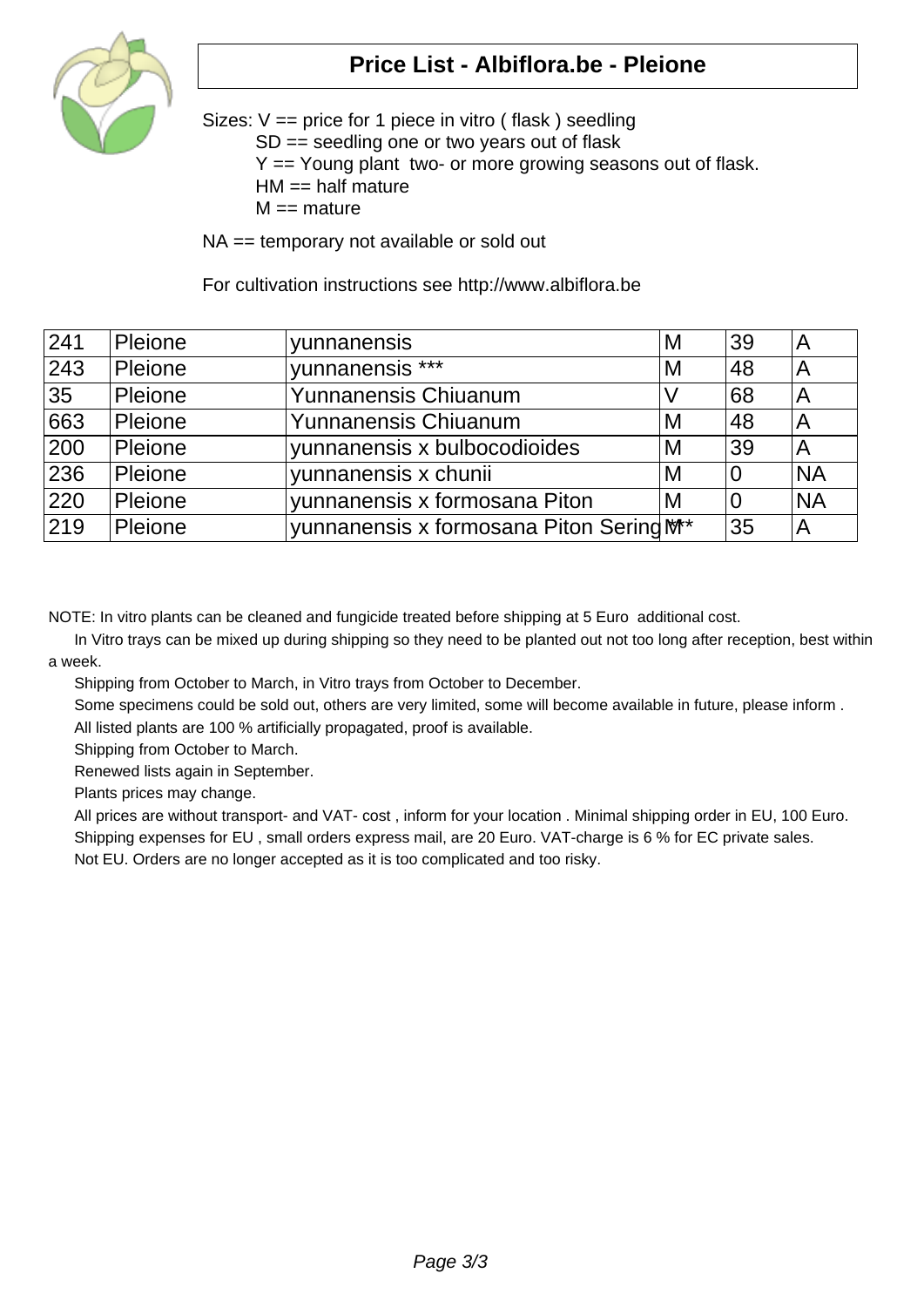# Price List - Albiflora.be - Pleione

Sizes: V == price for 1 piece in vitro ( flask ) seedling
SD == seedling one or two years out of flask
Y == Young plant two- or more growing seasons out of flask.
HM == half mature
M == mature

NA == temporary not available or sold out

For cultivation instructions see http://www.albiflora.be

| | | | | | |
|---|---|---|---|---|---|
| 241 | Pleione | yunnanensis | M | 39 | A |
| 243 | Pleione | yunnanensis *** | M | 48 | A |
| 35 | Pleione | Yunnanensis Chiuanum | V | 68 | A |
| 663 | Pleione | Yunnanensis Chiuanum | M | 48 | A |
| 200 | Pleione | yunnanensis x bulbocodioides | M | 39 | A |
| 236 | Pleione | yunnanensis x chunii | M | 0 | NA |
| 220 | Pleione | yunnanensis x formosana Piton | M | 0 | NA |
| 219 | Pleione | yunnanensis x formosana Piton Sering*** | M | 35 | A |

NOTE: In vitro plants can be cleaned and fungicide treated before shipping at 5 Euro additional cost.

In Vitro trays can be mixed up during shipping so they need to be planted out not too long after reception, best within a week.

Shipping from October to March, in Vitro trays from October to December.

Some specimens could be sold out, others are very limited, some will become available in future, please inform .

All listed plants are 100 % artificially propagated, proof is available.

Shipping from October to March.

Renewed lists again in September.

Plants prices may change.

All prices are without transport- and VAT- cost , inform for your location . Minimal shipping order in EU, 100 Euro.

Shipping expenses for EU , small orders express mail, are 20 Euro. VAT-charge is 6 % for EC private sales.

Not EU. Orders are no longer accepted as it is too complicated and too risky.